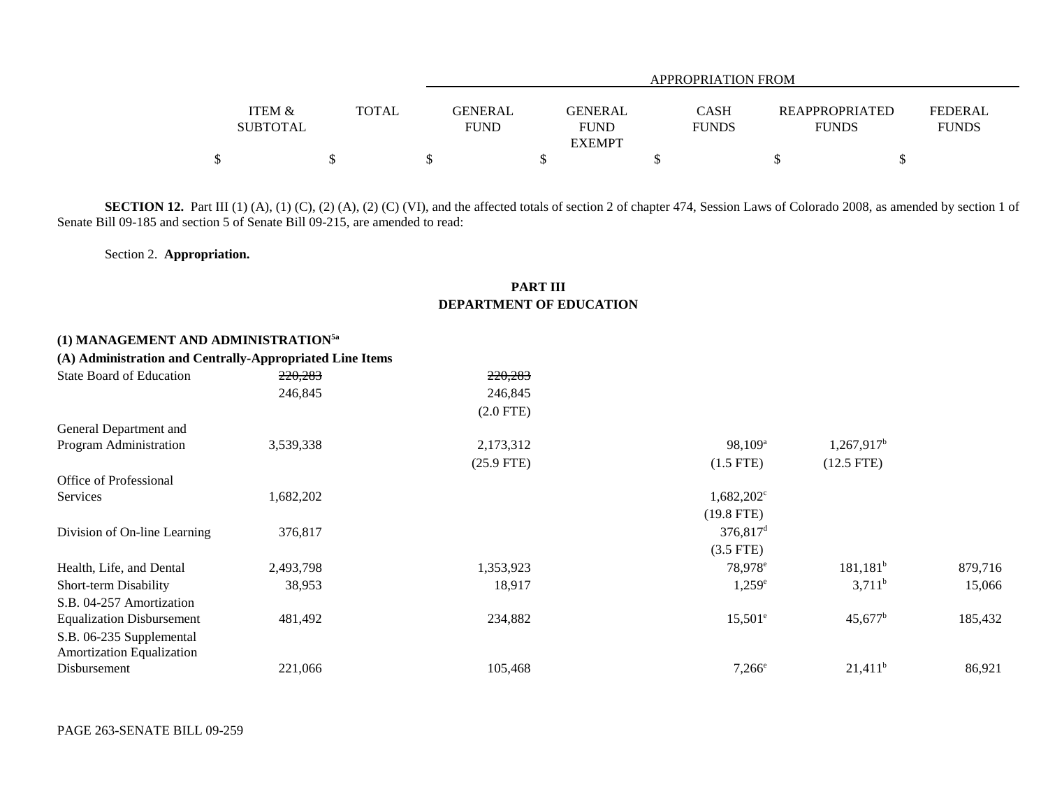| | ITEM & SUBTOTAL | TOTAL | GENERAL FUND | GENERAL FUND EXEMPT | CASH FUNDS | REAPPROPRIATED FUNDS | FEDERAL FUNDS |
|---|---|---|---|---|---|---|---|
| | | | APPROPRIATION FROM | | | | |
| | $ | $ | $ | $ | $ | $ | $ |

**SECTION 12.** Part III (1) (A), (1) (C), (2) (A), (2) (C) (VI), and the affected totals of section 2 of chapter 474, Session Laws of Colorado 2008, as amended by section 1 of Senate Bill 09-185 and section 5 of Senate Bill 09-215, are amended to read:

Section 2. **Appropriation.**

**PART III**
**DEPARTMENT OF EDUCATION**

| | ITEM & SUBTOTAL | TOTAL | GENERAL FUND | GENERAL FUND EXEMPT | CASH FUNDS | REAPPROPRIATED FUNDS | FEDERAL FUNDS |
|---|---|---|---|---|---|---|---|
| **(1) MANAGEMENT AND ADMINISTRATION**[5a] | | | | | | | |
| **(A) Administration and Centrally-Appropriated Line Items** | | | | | | | |
| State Board of Education | ~~220,283~~ | | ~~220,283~~ | | | | |
| | 246,845 | | 246,845 | | | | |
| | | | (2.0 FTE) | | | | |
| General Department and Program Administration | 3,539,338 | | 2,173,312 | | 98,109[a] | 1,267,917[b] | |
| | | | (25.9 FTE) | | (1.5 FTE) | (12.5 FTE) | |
| Office of Professional Services | 1,682,202 | | | | 1,682,202[c] | | |
| | | | | | (19.8 FTE) | | |
| Division of On-line Learning | 376,817 | | | | 376,817[d] | | |
| | | | | | (3.5 FTE) | | |
| Health, Life, and Dental | 2,493,798 | | 1,353,923 | | 78,978[e] | 181,181[b] | 879,716 |
| Short-term Disability | 38,953 | | 18,917 | | 1,259[e] | 3,711[b] | 15,066 |
| S.B. 04-257 Amortization Equalization Disbursement | 481,492 | | 234,882 | | 15,501[e] | 45,677[b] | 185,432 |
| S.B. 06-235 Supplemental Amortization Equalization Disbursement | 221,066 | | 105,468 | | 7,266[e] | 21,411[b] | 86,921 |

PAGE 263-SENATE BILL 09-259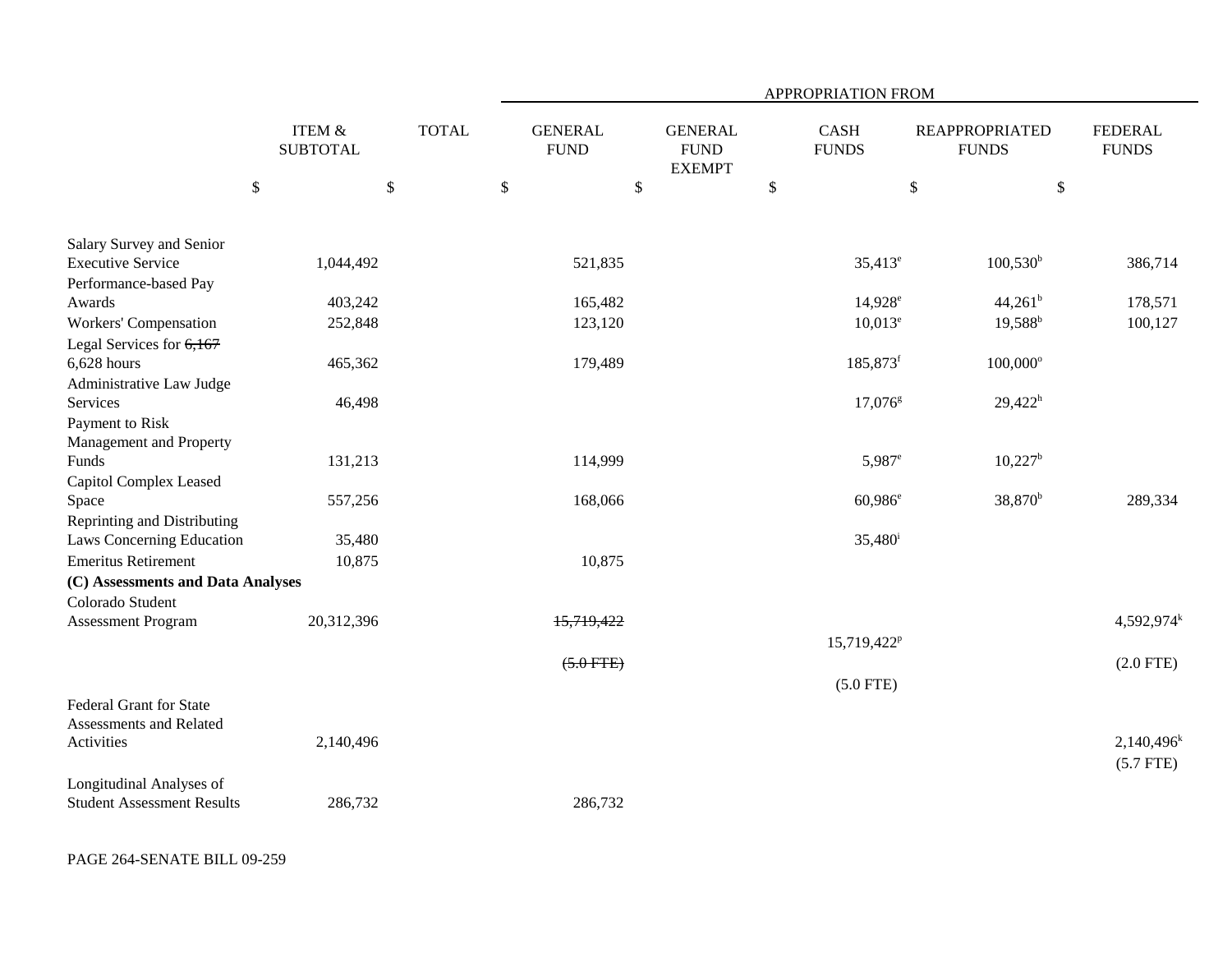| | ITEM & SUBTOTAL | TOTAL | APPROPRIATION FROM GENERAL FUND | GENERAL FUND EXEMPT | CASH FUNDS | REAPPROPRIATED FUNDS | FEDERAL FUNDS |
|---|---|---|---|---|---|---|---|
| | $ | $ | $ | $ | $ | $ | $ |
| Salary Survey and Senior Executive Service | 1,044,492 | | 521,835 | | 35,413[e] | 100,530[b] | 386,714 |
| Performance-based Pay Awards | 403,242 | | 165,482 | | 14,928[e] | 44,261[b] | 178,571 |
| Workers' Compensation | 252,848 | | 123,120 | | 10,013[e] | 19,588[b] | 100,127 |
| Legal Services for ~~6,167~~ 6,628 hours | 465,362 | | 179,489 | | 185,873[f] | 100,000[o] | |
| Administrative Law Judge Services | 46,498 | | | | 17,076[g] | 29,422[h] | |
| Payment to Risk Management and Property Funds | 131,213 | | 114,999 | | 5,987[e] | 10,227[b] | |
| Capitol Complex Leased Space | 557,256 | | 168,066 | | 60,986[e] | 38,870[b] | 289,334 |
| Reprinting and Distributing Laws Concerning Education | 35,480 | | | | 35,480[i] | | |
| Emeritus Retirement | 10,875 | | 10,875 | | | | |
| **(C) Assessments and Data Analyses** | | | | | | | |
| Colorado Student Assessment Program | 20,312,396 | | ~~15,719,422~~ | | 15,719,422[p] | | 4,592,974[k] |
| | | | ~~(5.0 FTE)~~ | | (5.0 FTE) | | (2.0 FTE) |
| Federal Grant for State Assessments and Related Activities | 2,140,496 | | | | | | 2,140,496[k] |
| | | | | | | | (5.7 FTE) |
| Longitudinal Analyses of Student Assessment Results | 286,732 | | 286,732 | | | | |

PAGE 264-SENATE BILL 09-259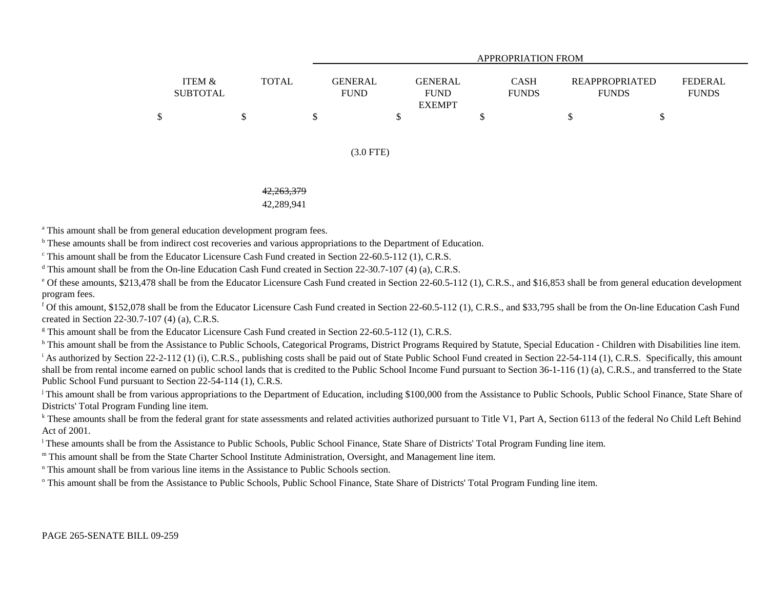| | ITEM & SUBTOTAL | TOTAL | GENERAL FUND | GENERAL FUND EXEMPT | CASH FUNDS | REAPPROPRIATED FUNDS | FEDERAL FUNDS |
|---|---|---|---|---|---|---|---|
| | | | APPROPRIATION FROM | | | | |
| | $ | $ | $ | $ | $ | $ | $ |
| | | | (3.0 FTE) | | | | |
| | | ~~42,263,379~~ 42,289,941 | | | | | |

[a] This amount shall be from general education development program fees.

[b] These amounts shall be from indirect cost recoveries and various appropriations to the Department of Education.

[c] This amount shall be from the Educator Licensure Cash Fund created in Section 22-60.5-112 (1), C.R.S.

[d] This amount shall be from the On-line Education Cash Fund created in Section 22-30.7-107 (4) (a), C.R.S.

[e] Of these amounts, $213,478 shall be from the Educator Licensure Cash Fund created in Section 22-60.5-112 (1), C.R.S., and $16,853 shall be from general education development program fees.

[f] Of this amount, $152,078 shall be from the Educator Licensure Cash Fund created in Section 22-60.5-112 (1), C.R.S., and $33,795 shall be from the On-line Education Cash Fund created in Section 22-30.7-107 (4) (a), C.R.S.

[g] This amount shall be from the Educator Licensure Cash Fund created in Section 22-60.5-112 (1), C.R.S.

[h] This amount shall be from the Assistance to Public Schools, Categorical Programs, District Programs Required by Statute, Special Education - Children with Disabilities line item.

[i] As authorized by Section 22-2-112 (1) (i), C.R.S., publishing costs shall be paid out of State Public School Fund created in Section 22-54-114 (1), C.R.S. Specifically, this amount shall be from rental income earned on public school lands that is credited to the Public School Income Fund pursuant to Section 36-1-116 (1) (a), C.R.S., and transferred to the State Public School Fund pursuant to Section 22-54-114 (1), C.R.S.

[j] This amount shall be from various appropriations to the Department of Education, including $100,000 from the Assistance to Public Schools, Public School Finance, State Share of Districts' Total Program Funding line item.

[k] These amounts shall be from the federal grant for state assessments and related activities authorized pursuant to Title V1, Part A, Section 6113 of the federal No Child Left Behind Act of 2001.

[l] These amounts shall be from the Assistance to Public Schools, Public School Finance, State Share of Districts' Total Program Funding line item.

[m] This amount shall be from the State Charter School Institute Administration, Oversight, and Management line item.

[n] This amount shall be from various line items in the Assistance to Public Schools section.

[o] This amount shall be from the Assistance to Public Schools, Public School Finance, State Share of Districts' Total Program Funding line item.

PAGE 265-SENATE BILL 09-259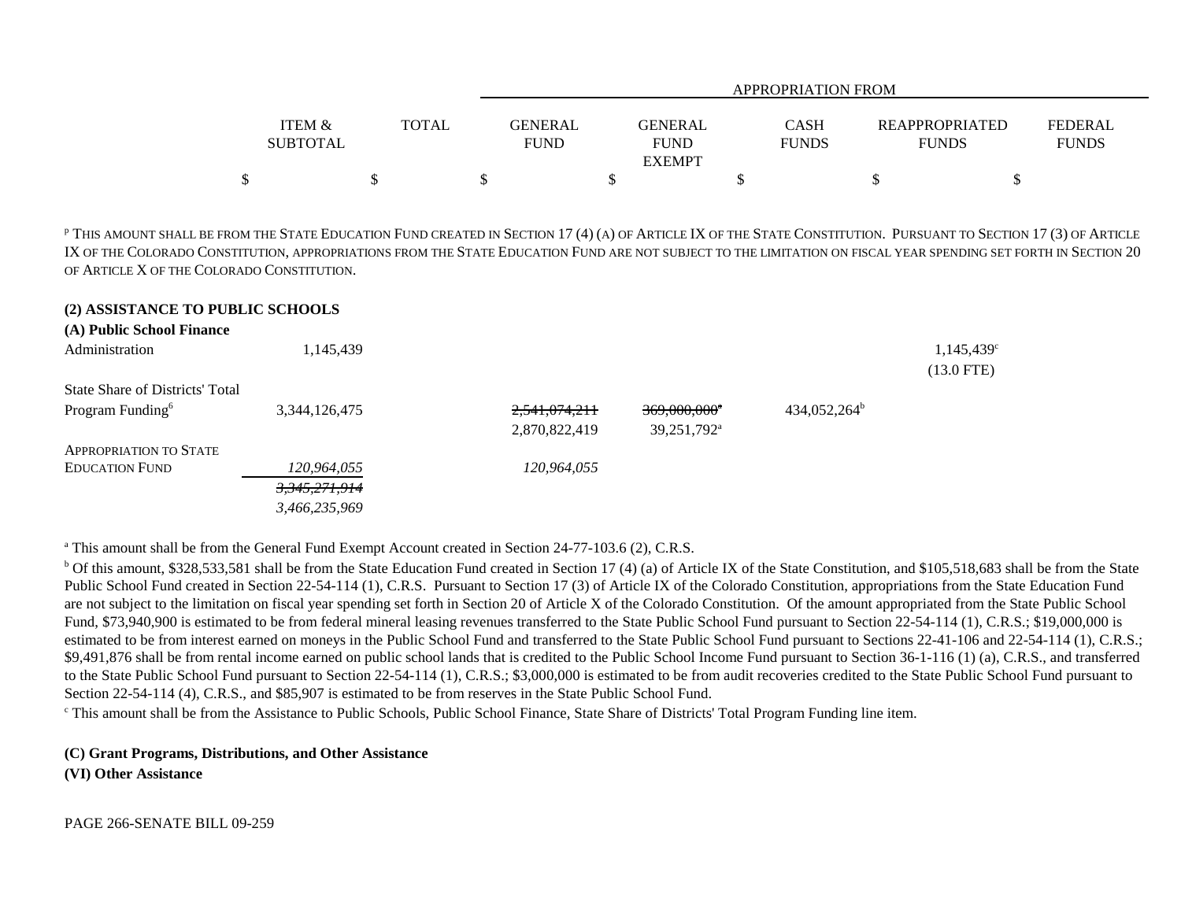| | ITEM & SUBTOTAL | TOTAL | APPROPRIATION FROM GENERAL FUND | GENERAL FUND EXEMPT | CASH FUNDS | REAPPROPRIATED FUNDS | FEDERAL FUNDS |
|---|---|---|---|---|---|---|---|
| | $ | $ | $ | $ | $ | $ | $ |

[p] THIS AMOUNT SHALL BE FROM THE STATE EDUCATION FUND CREATED IN SECTION 17 (4) (A) OF ARTICLE IX OF THE STATE CONSTITUTION. PURSUANT TO SECTION 17 (3) OF ARTICLE IX OF THE COLORADO CONSTITUTION, APPROPRIATIONS FROM THE STATE EDUCATION FUND ARE NOT SUBJECT TO THE LIMITATION ON FISCAL YEAR SPENDING SET FORTH IN SECTION 20 OF ARTICLE X OF THE COLORADO CONSTITUTION.

**(2) ASSISTANCE TO PUBLIC SCHOOLS**

**(A) Public School Finance**

| | ITEM & SUBTOTAL | TOTAL | GENERAL FUND | GENERAL FUND EXEMPT | CASH FUNDS | REAPPROPRIATED FUNDS | FEDERAL FUNDS |
|---|---|---|---|---|---|---|---|
| Administration | 1,145,439 | | | | | 1,145,439[c] (13.0 FTE) | |
| State Share of Districts' Total Program Funding[6] | 3,344,126,475 | | ~~2,541,074,211~~ 2,870,822,419 | ~~369,000,000[a]~~ 39,251,792[a] | 434,052,264[b] | | |
| *APPROPRIATION TO STATE EDUCATION FUND* | *120,964,055* | | *120,964,055* | | | | |
| | | ~~3,345,271,914~~ *3,466,235,969* | | | | | |

[a] This amount shall be from the General Fund Exempt Account created in Section 24-77-103.6 (2), C.R.S.

[b] Of this amount, $328,533,581 shall be from the State Education Fund created in Section 17 (4) (a) of Article IX of the State Constitution, and $105,518,683 shall be from the State Public School Fund created in Section 22-54-114 (1), C.R.S. Pursuant to Section 17 (3) of Article IX of the Colorado Constitution, appropriations from the State Education Fund are not subject to the limitation on fiscal year spending set forth in Section 20 of Article X of the Colorado Constitution. Of the amount appropriated from the State Public School Fund, $73,940,900 is estimated to be from federal mineral leasing revenues transferred to the State Public School Fund pursuant to Section 22-54-114 (1), C.R.S.; $19,000,000 is estimated to be from interest earned on moneys in the Public School Fund and transferred to the State Public School Fund pursuant to Sections 22-41-106 and 22-54-114 (1), C.R.S.; $9,491,876 shall be from rental income earned on public school lands that is credited to the Public School Income Fund pursuant to Section 36-1-116 (1) (a), C.R.S., and transferred to the State Public School Fund pursuant to Section 22-54-114 (1), C.R.S.; $3,000,000 is estimated to be from audit recoveries credited to the State Public School Fund pursuant to Section 22-54-114 (4), C.R.S., and $85,907 is estimated to be from reserves in the State Public School Fund.

[c] This amount shall be from the Assistance to Public Schools, Public School Finance, State Share of Districts' Total Program Funding line item.

**(C) Grant Programs, Distributions, and Other Assistance**

**(VI) Other Assistance**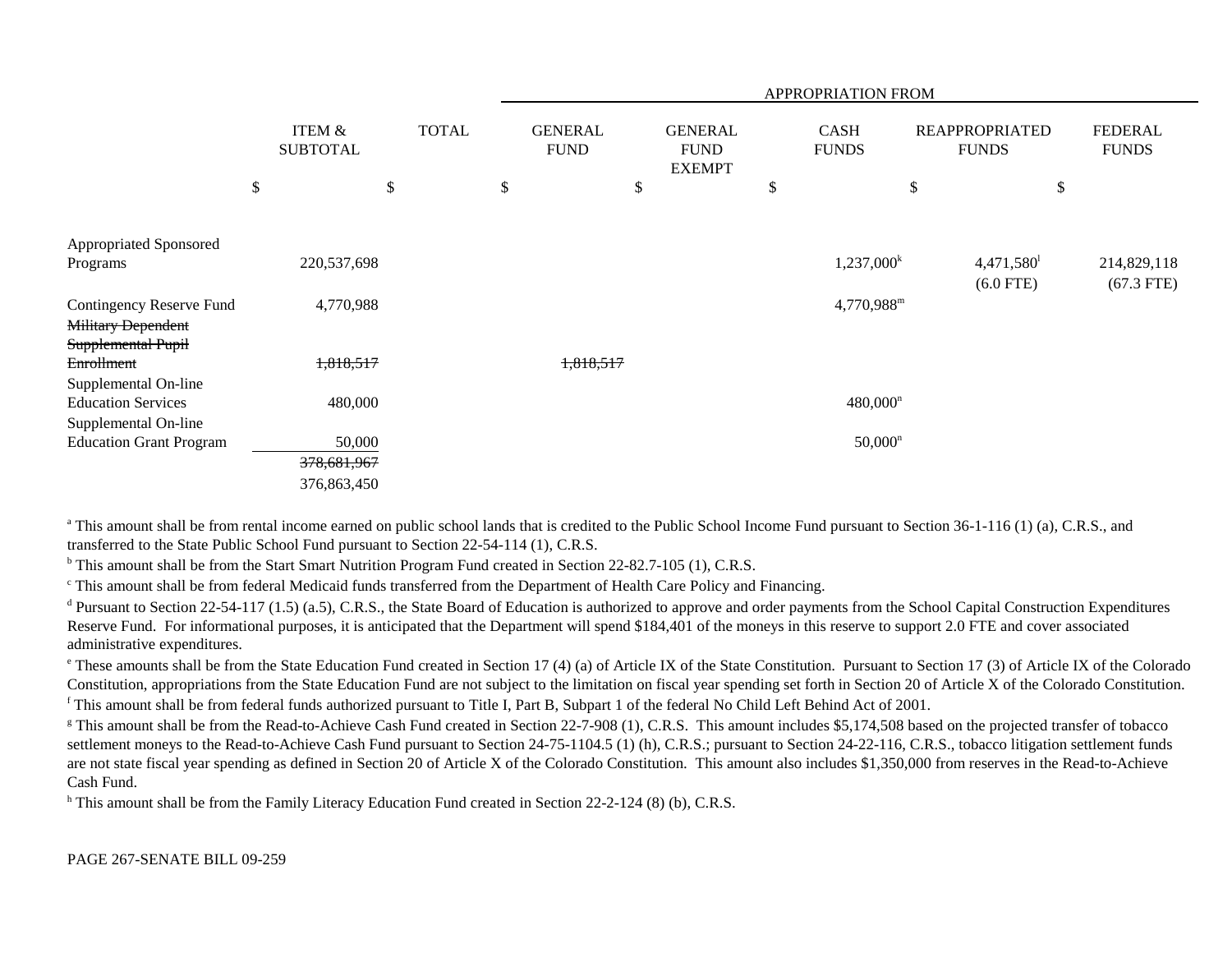| | ITEM & SUBTOTAL | TOTAL | APPROPRIATION FROM GENERAL FUND | GENERAL FUND EXEMPT | CASH FUNDS | REAPPROPRIATED FUNDS | FEDERAL FUNDS |
|---|---|---|---|---|---|---|---|
| | $ | $ | $ | $ | $ | $ | $ |
| Appropriated Sponsored Programs | 220,537,698 | | | | 1,237,000[k] | 4,471,580[l] (6.0 FTE) | 214,829,118 (67.3 FTE) |
| Contingency Reserve Fund | 4,770,988 | | | | 4,770,988[m] | | |
| ~~Military Dependent Supplemental Pupil Enrollment~~ | ~~1,818,517~~ | | ~~1,818,517~~ | | | | |
| Supplemental On-line Education Services | 480,000 | | | | 480,000[n] | | |
| Supplemental On-line Education Grant Program | 50,000 | | | | 50,000[n] | | |
| | ~~378,681,967~~ 376,863,450 | | | | | | |

[a] This amount shall be from rental income earned on public school lands that is credited to the Public School Income Fund pursuant to Section 36-1-116 (1) (a), C.R.S., and transferred to the State Public School Fund pursuant to Section 22-54-114 (1), C.R.S.

[b] This amount shall be from the Start Smart Nutrition Program Fund created in Section 22-82.7-105 (1), C.R.S.

[c] This amount shall be from federal Medicaid funds transferred from the Department of Health Care Policy and Financing.

[d] Pursuant to Section 22-54-117 (1.5) (a.5), C.R.S., the State Board of Education is authorized to approve and order payments from the School Capital Construction Expenditures Reserve Fund. For informational purposes, it is anticipated that the Department will spend $184,401 of the moneys in this reserve to support 2.0 FTE and cover associated administrative expenditures.

[e] These amounts shall be from the State Education Fund created in Section 17 (4) (a) of Article IX of the State Constitution. Pursuant to Section 17 (3) of Article IX of the Colorado Constitution, appropriations from the State Education Fund are not subject to the limitation on fiscal year spending set forth in Section 20 of Article X of the Colorado Constitution.

[f] This amount shall be from federal funds authorized pursuant to Title I, Part B, Subpart 1 of the federal No Child Left Behind Act of 2001.

[g] This amount shall be from the Read-to-Achieve Cash Fund created in Section 22-7-908 (1), C.R.S. This amount includes $5,174,508 based on the projected transfer of tobacco settlement moneys to the Read-to-Achieve Cash Fund pursuant to Section 24-75-1104.5 (1) (h), C.R.S.; pursuant to Section 24-22-116, C.R.S., tobacco litigation settlement funds are not state fiscal year spending as defined in Section 20 of Article X of the Colorado Constitution. This amount also includes $1,350,000 from reserves in the Read-to-Achieve Cash Fund.

[h] This amount shall be from the Family Literacy Education Fund created in Section 22-2-124 (8) (b), C.R.S.

PAGE 267-SENATE BILL 09-259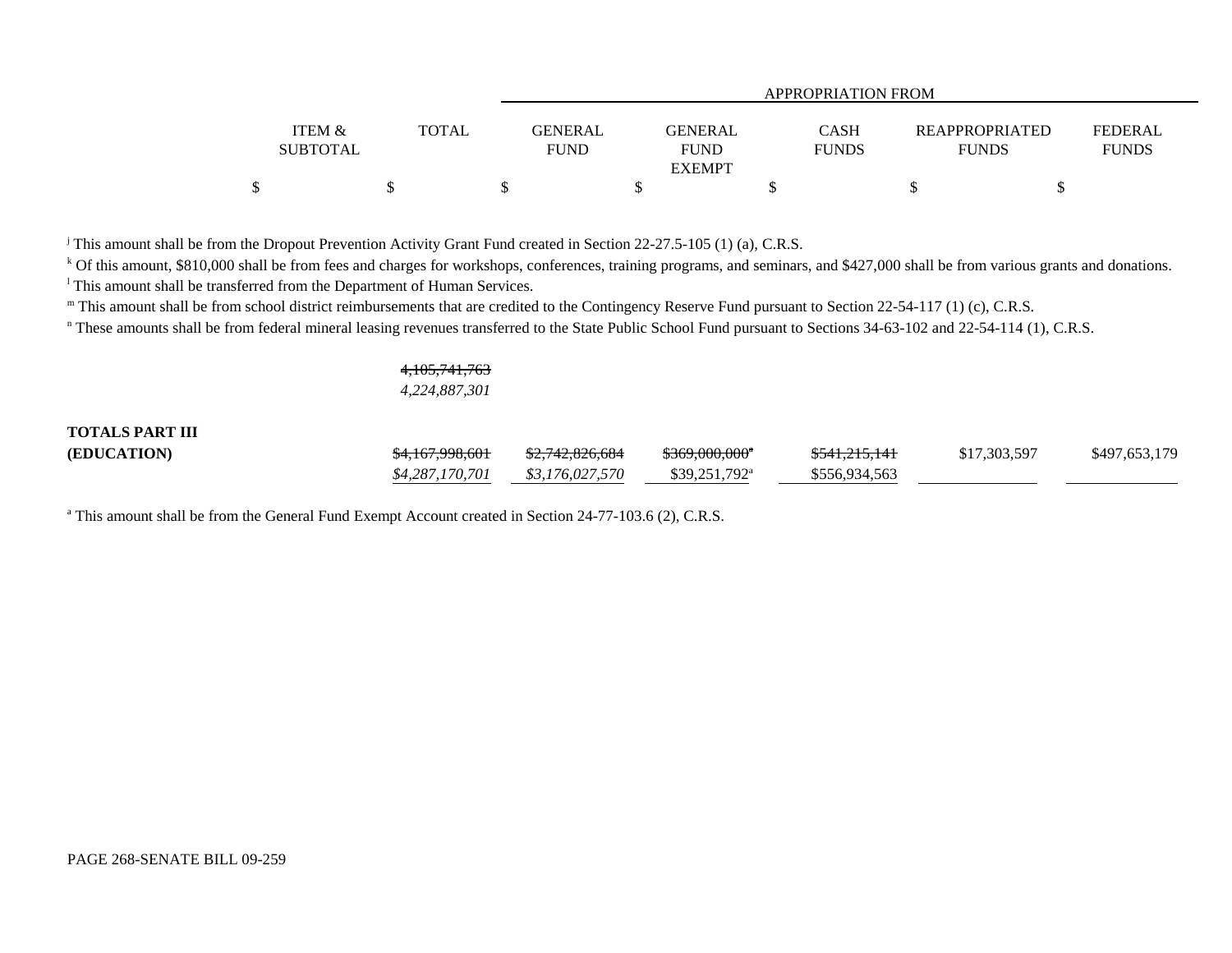| | ITEM & SUBTOTAL | TOTAL | APPROPRIATION FROM GENERAL FUND | GENERAL FUND EXEMPT | CASH FUNDS | REAPPROPRIATED FUNDS | FEDERAL FUNDS |
|---|---|---|---|---|---|---|---|
| | $ | $ | $ | $ | $ | $ | $ |

[j] This amount shall be from the Dropout Prevention Activity Grant Fund created in Section 22-27.5-105 (1) (a), C.R.S.

[k] Of this amount, $810,000 shall be from fees and charges for workshops, conferences, training programs, and seminars, and $427,000 shall be from various grants and donations.

[l] This amount shall be transferred from the Department of Human Services.

[m] This amount shall be from school district reimbursements that are credited to the Contingency Reserve Fund pursuant to Section 22-54-117 (1) (c), C.R.S.

[n] These amounts shall be from federal mineral leasing revenues transferred to the State Public School Fund pursuant to Sections 34-63-102 and 22-54-114 (1), C.R.S.

| | ITEM & SUBTOTAL | TOTAL | GENERAL FUND | GENERAL FUND EXEMPT | CASH FUNDS | REAPPROPRIATED FUNDS | FEDERAL FUNDS |
|---|---|---|---|---|---|---|---|
| | | ~~4,105,741,763~~ *4,224,887,301* | | | | | |
| **TOTALS PART III (EDUCATION)** | | ~~$4,167,998,601~~ *$4,287,170,701* | ~~$2,742,826,684~~ *$3,176,027,570* | ~~$369,000,000[a]~~ $39,251,792[a] | ~~$541,215,141~~ $556,934,563 | $17,303,597 | $497,653,179 |

[a] This amount shall be from the General Fund Exempt Account created in Section 24-77-103.6 (2), C.R.S.

PAGE 268-SENATE BILL 09-259